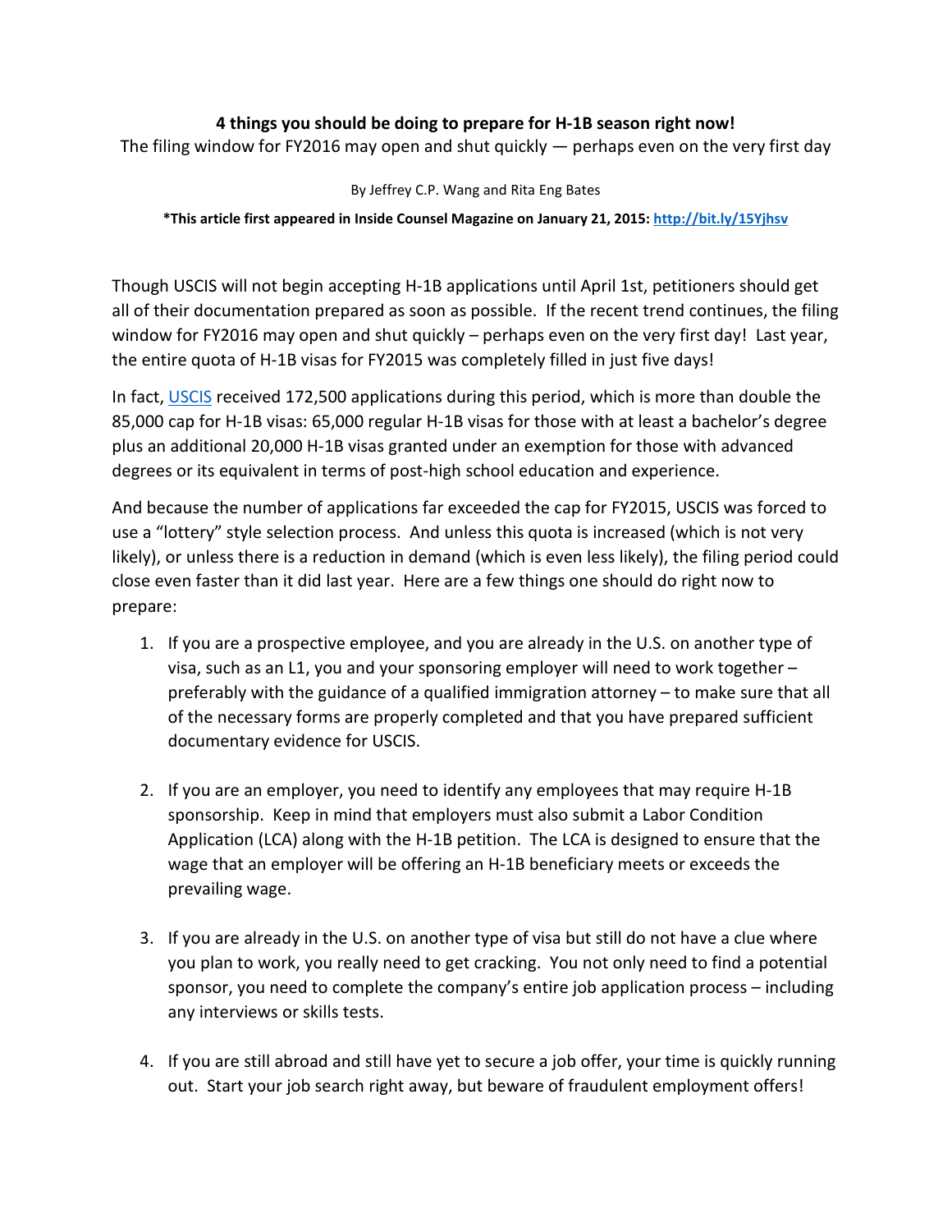# 4 things you should be doing to prepare for H-1B season right now!

The filing window for FY2016 may open and shut quickly — perhaps even on the very first day

By Jeffrey C.P. Wang and Rita Eng Bates

**\*This article first appeared in Inside Counsel Magazine on January 21, 2015: [http://bit.ly/15Yjhsv](http://bit.ly/15Yjhsv)**

Though USCIS will not begin accepting H-1B applications until April 1st, petitioners should get all of their documentation prepared as soon as possible. If the recent trend continues, the filing window for FY2016 may open and shut quickly – perhaps even on the very first day! Last year, the entire quota of H-1B visas for FY2015 was completely filled in just five days!

In fact, [USCIS](#) received 172,500 applications during this period, which is more than double the 85,000 cap for H-1B visas: 65,000 regular H-1B visas for those with at least a bachelor's degree plus an additional 20,000 H-1B visas granted under an exemption for those with advanced degrees or its equivalent in terms of post-high school education and experience.

And because the number of applications far exceeded the cap for FY2015, USCIS was forced to use a "lottery" style selection process. And unless this quota is increased (which is not very likely), or unless there is a reduction in demand (which is even less likely), the filing period could close even faster than it did last year. Here are a few things one should do right now to prepare:

1. If you are a prospective employee, and you are already in the U.S. on another type of visa, such as an L1, you and your sponsoring employer will need to work together – preferably with the guidance of a qualified immigration attorney – to make sure that all of the necessary forms are properly completed and that you have prepared sufficient documentary evidence for USCIS.

2. If you are an employer, you need to identify any employees that may require H-1B sponsorship. Keep in mind that employers must also submit a Labor Condition Application (LCA) along with the H-1B petition. The LCA is designed to ensure that the wage that an employer will be offering an H-1B beneficiary meets or exceeds the prevailing wage.

3. If you are already in the U.S. on another type of visa but still do not have a clue where you plan to work, you really need to get cracking. You not only need to find a potential sponsor, you need to complete the company's entire job application process – including any interviews or skills tests.

4. If you are still abroad and still have yet to secure a job offer, your time is quickly running out. Start your job search right away, but beware of fraudulent employment offers!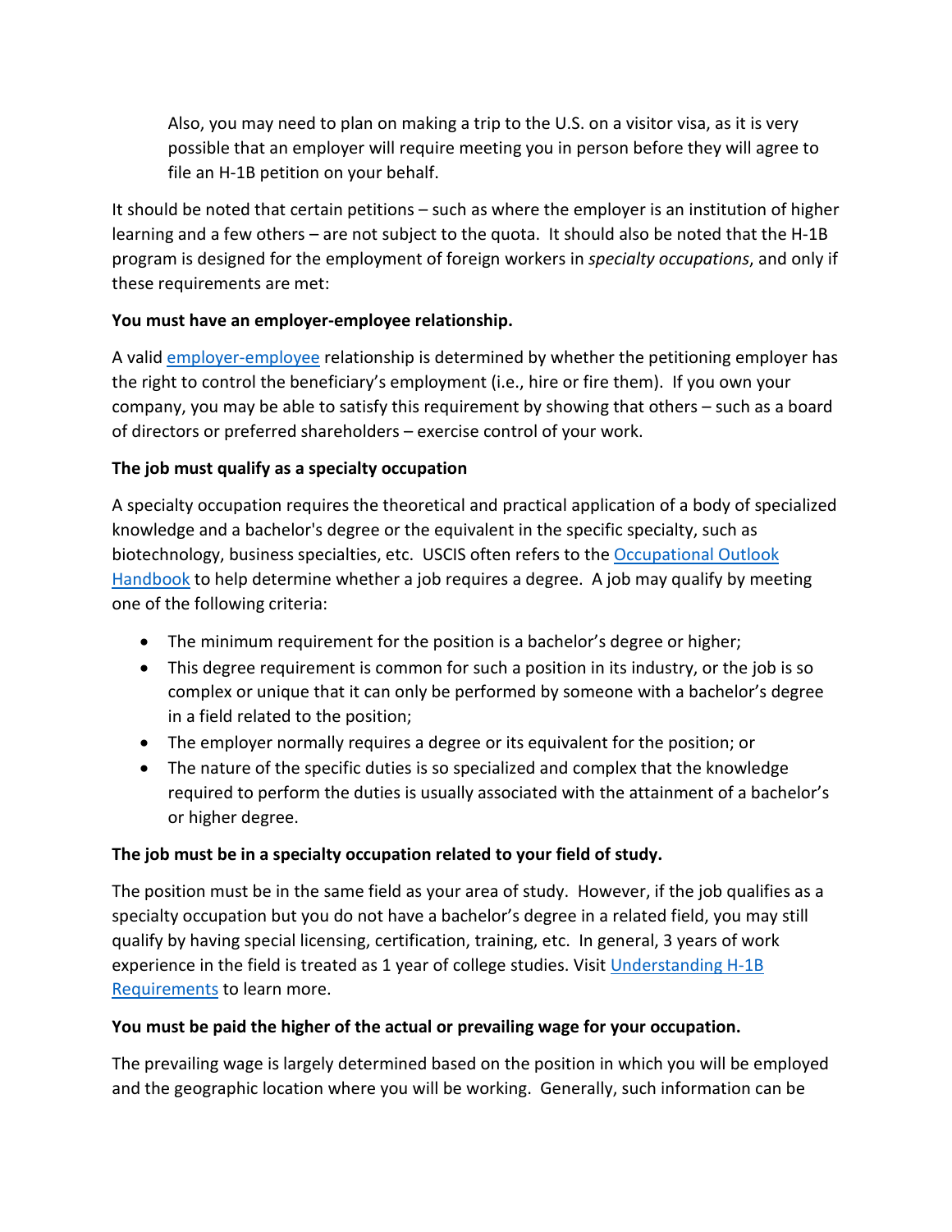Also, you may need to plan on making a trip to the U.S. on a visitor visa, as it is very possible that an employer will require meeting you in person before they will agree to file an H-1B petition on your behalf.

It should be noted that certain petitions – such as where the employer is an institution of higher learning and a few others – are not subject to the quota. It should also be noted that the H-1B program is designed for the employment of foreign workers in *specialty occupations*, and only if these requirements are met:

**You must have an employer-employee relationship.**

A valid [employer-employee]() relationship is determined by whether the petitioning employer has the right to control the beneficiary's employment (i.e., hire or fire them). If you own your company, you may be able to satisfy this requirement by showing that others – such as a board of directors or preferred shareholders – exercise control of your work.

**The job must qualify as a specialty occupation**

A specialty occupation requires the theoretical and practical application of a body of specialized knowledge and a bachelor's degree or the equivalent in the specific specialty, such as biotechnology, business specialties, etc. USCIS often refers to the [Occupational Outlook Handbook]() to help determine whether a job requires a degree. A job may qualify by meeting one of the following criteria:

- The minimum requirement for the position is a bachelor's degree or higher;
- This degree requirement is common for such a position in its industry, or the job is so complex or unique that it can only be performed by someone with a bachelor's degree in a field related to the position;
- The employer normally requires a degree or its equivalent for the position; or
- The nature of the specific duties is so specialized and complex that the knowledge required to perform the duties is usually associated with the attainment of a bachelor's or higher degree.

**The job must be in a specialty occupation related to your field of study.**

The position must be in the same field as your area of study. However, if the job qualifies as a specialty occupation but you do not have a bachelor's degree in a related field, you may still qualify by having special licensing, certification, training, etc. In general, 3 years of work experience in the field is treated as 1 year of college studies. Visit [Understanding H-1B Requirements]() to learn more.

**You must be paid the higher of the actual or prevailing wage for your occupation.**

The prevailing wage is largely determined based on the position in which you will be employed and the geographic location where you will be working. Generally, such information can be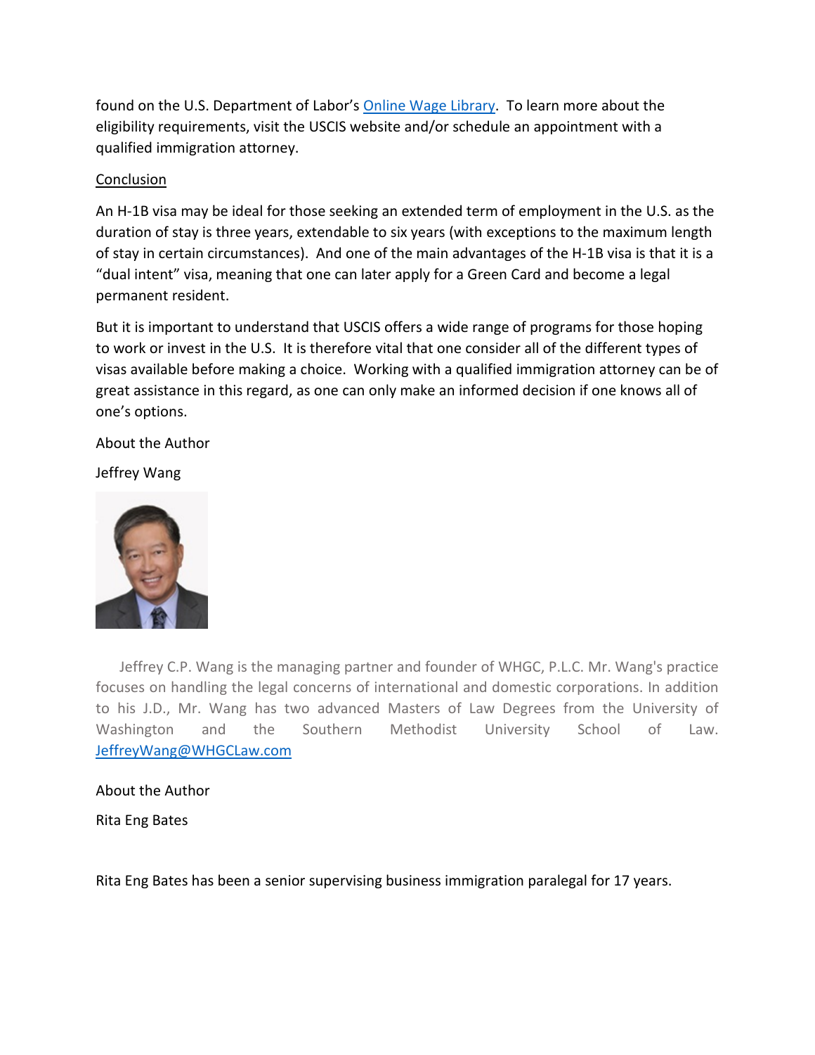found on the U.S. Department of Labor's [Online Wage Library](). To learn more about the eligibility requirements, visit the USCIS website and/or schedule an appointment with a qualified immigration attorney.

## Conclusion

An H-1B visa may be ideal for those seeking an extended term of employment in the U.S. as the duration of stay is three years, extendable to six years (with exceptions to the maximum length of stay in certain circumstances). And one of the main advantages of the H-1B visa is that it is a "dual intent" visa, meaning that one can later apply for a Green Card and become a legal permanent resident.

But it is important to understand that USCIS offers a wide range of programs for those hoping to work or invest in the U.S. It is therefore vital that one consider all of the different types of visas available before making a choice. Working with a qualified immigration attorney can be of great assistance in this regard, as one can only make an informed decision if one knows all of one's options.

About the Author

Jeffrey Wang

Jeffrey C.P. Wang is the managing partner and founder of WHGC, P.L.C. Mr. Wang's practice focuses on handling the legal concerns of international and domestic corporations. In addition to his J.D., Mr. Wang has two advanced Masters of Law Degrees from the University of Washington and the Southern Methodist University School of Law. JeffreyWang@WHGCLaw.com

About the Author

Rita Eng Bates

Rita Eng Bates has been a senior supervising business immigration paralegal for 17 years.